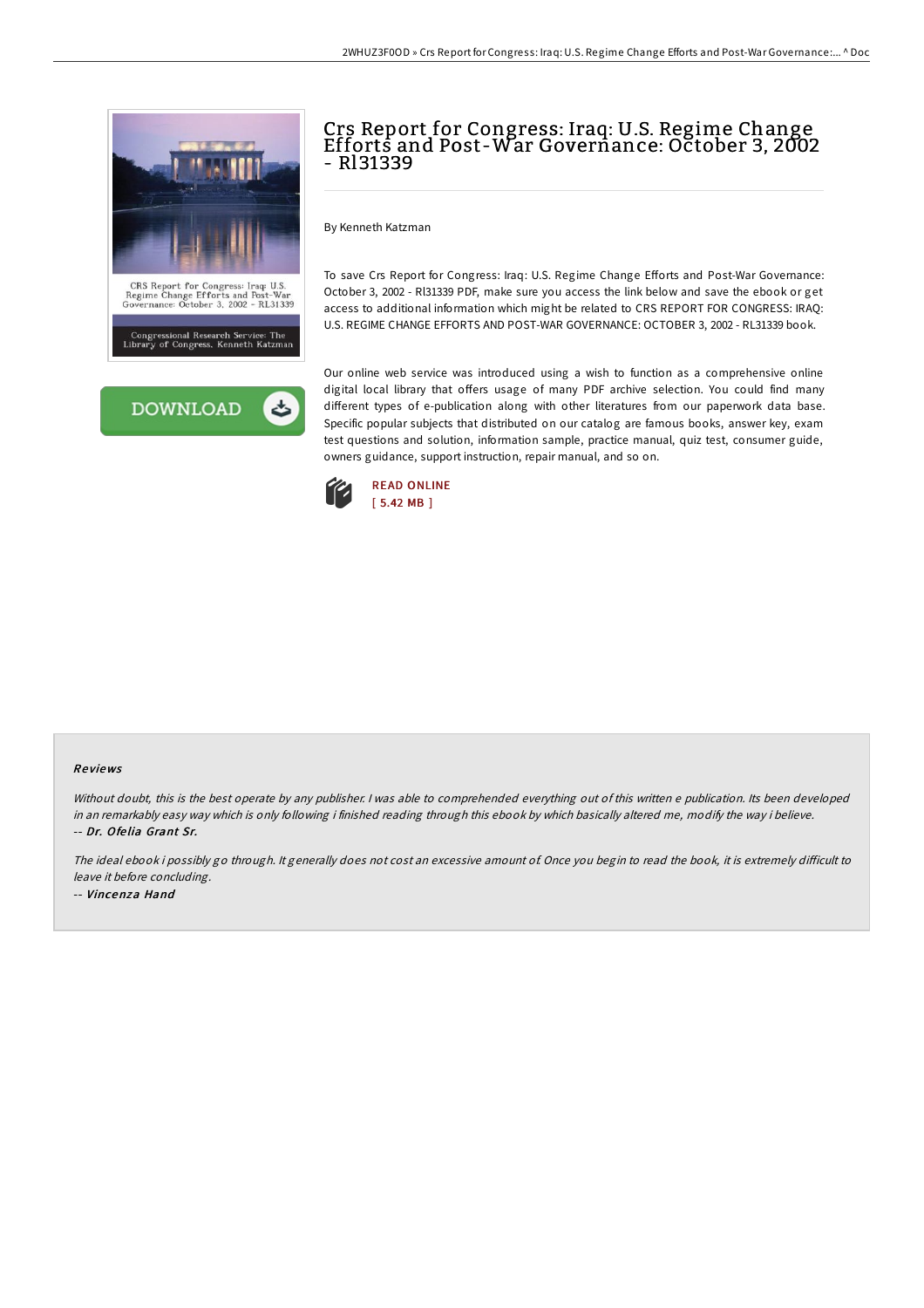# Crs Report for Congress: Iraq: U.S. Regime Change Efforts and Post-War Governance: October 3, 2002 - Rl31339

By Kenneth Katzman

To save Crs Report for Congress: Iraq: U.S. Regime Change Efforts and Post-War Governance: October 3, 2002 - Rl31339 PDF, make sure you access the link below and save the ebook or get access to additional information which might be related to CRS REPORT FOR CONGRESS: IRAQ: U.S. REGIME CHANGE EFFORTS AND POST-WAR GOVERNANCE: OCTOBER 3, 2002 - RL31339 book.

Our online web service was introduced using a wish to function as a comprehensive online digital local library that offers usage of many PDF archive selection. You could find many different types of e-publication along with other literatures from our paperwork data base. Specific popular subjects that distributed on our catalog are famous books, answer key, exam test questions and solution, information sample, practice manual, quiz test, consumer guide, owners guidance, support instruction, repair manual, and so on.

READ ONLINE
[ 5.42 MB ]

## Reviews

*Without doubt, this is the best operate by any publisher. I was able to comprehended everything out of this written e publication. Its been developed in an remarkably easy way which is only following i finished reading through this ebook by which basically altered me, modify the way i believe.*
*-- Dr. Ofelia Grant Sr.*

*The ideal ebook i possibly go through. It generally does not cost an excessive amount of. Once you begin to read the book, it is extremely difficult to leave it before concluding.*
*-- Vincenza Hand*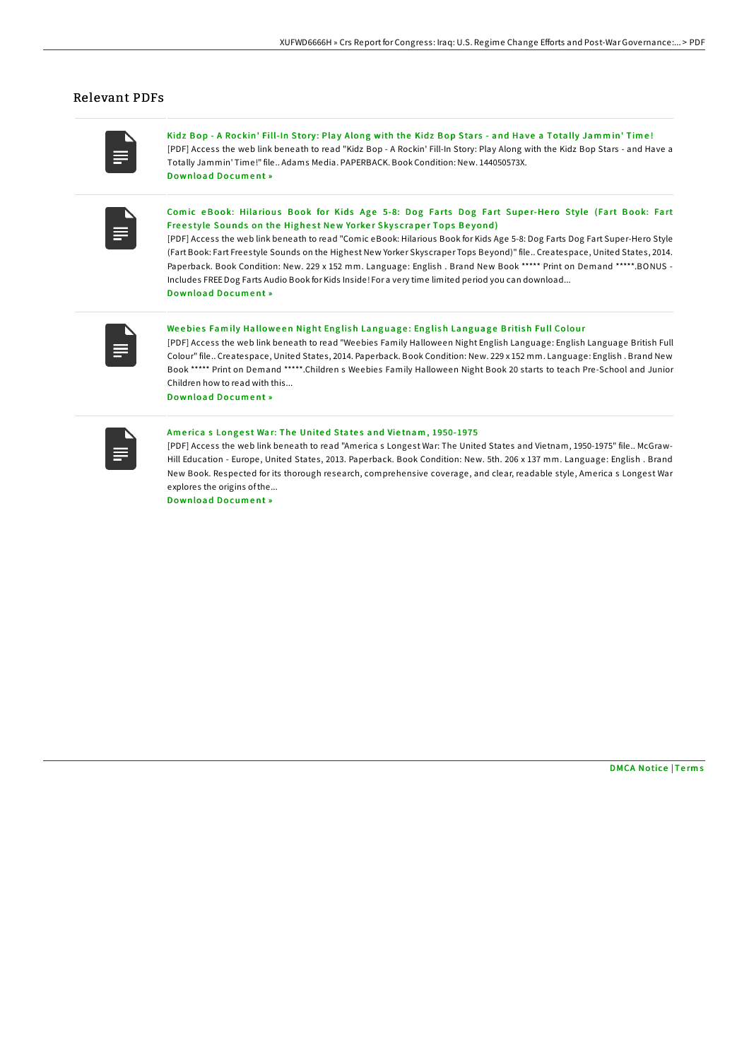## Relevant PDFs

**Kidz Bop - A Rockin' Fill-In Story: Play Along with the Kidz Bop Stars - and Have a Totally Jammin' Time!**

[PDF] Access the web link beneath to read "Kidz Bop - A Rockin' Fill-In Story: Play Along with the Kidz Bop Stars - and Have a Totally Jammin' Time!" file.. Adams Media. PAPERBACK. Book Condition: New. 144050573X.

Download Document »

**Comic eBook: Hilarious Book for Kids Age 5-8: Dog Farts Dog Fart Super-Hero Style (Fart Book: Fart Freestyle Sounds on the Highest New Yorker Skyscraper Tops Beyond)**

[PDF] Access the web link beneath to read "Comic eBook: Hilarious Book for Kids Age 5-8: Dog Farts Dog Fart Super-Hero Style (Fart Book: Fart Freestyle Sounds on the Highest New Yorker Skyscraper Tops Beyond)" file.. Createspace, United States, 2014. Paperback. Book Condition: New. 229 x 152 mm. Language: English . Brand New Book ***** Print on Demand *****.BONUS - Includes FREE Dog Farts Audio Book for Kids Inside! For a very time limited period you can download...

Download Document »

**Weebies Family Halloween Night English Language: English Language British Full Colour**

[PDF] Access the web link beneath to read "Weebies Family Halloween Night English Language: English Language British Full Colour" file.. Createspace, United States, 2014. Paperback. Book Condition: New. 229 x 152 mm. Language: English . Brand New Book ***** Print on Demand *****.Children s Weebies Family Halloween Night Book 20 starts to teach Pre-School and Junior Children how to read with this...

Download Document »

**America s Longest War: The United States and Vietnam, 1950-1975**

[PDF] Access the web link beneath to read "America s Longest War: The United States and Vietnam, 1950-1975" file.. McGraw-Hill Education - Europe, United States, 2013. Paperback. Book Condition: New. 5th. 206 x 137 mm. Language: English . Brand New Book. Respected for its thorough research, comprehensive coverage, and clear, readable style, America s Longest War explores the origins of the...

Download Document »